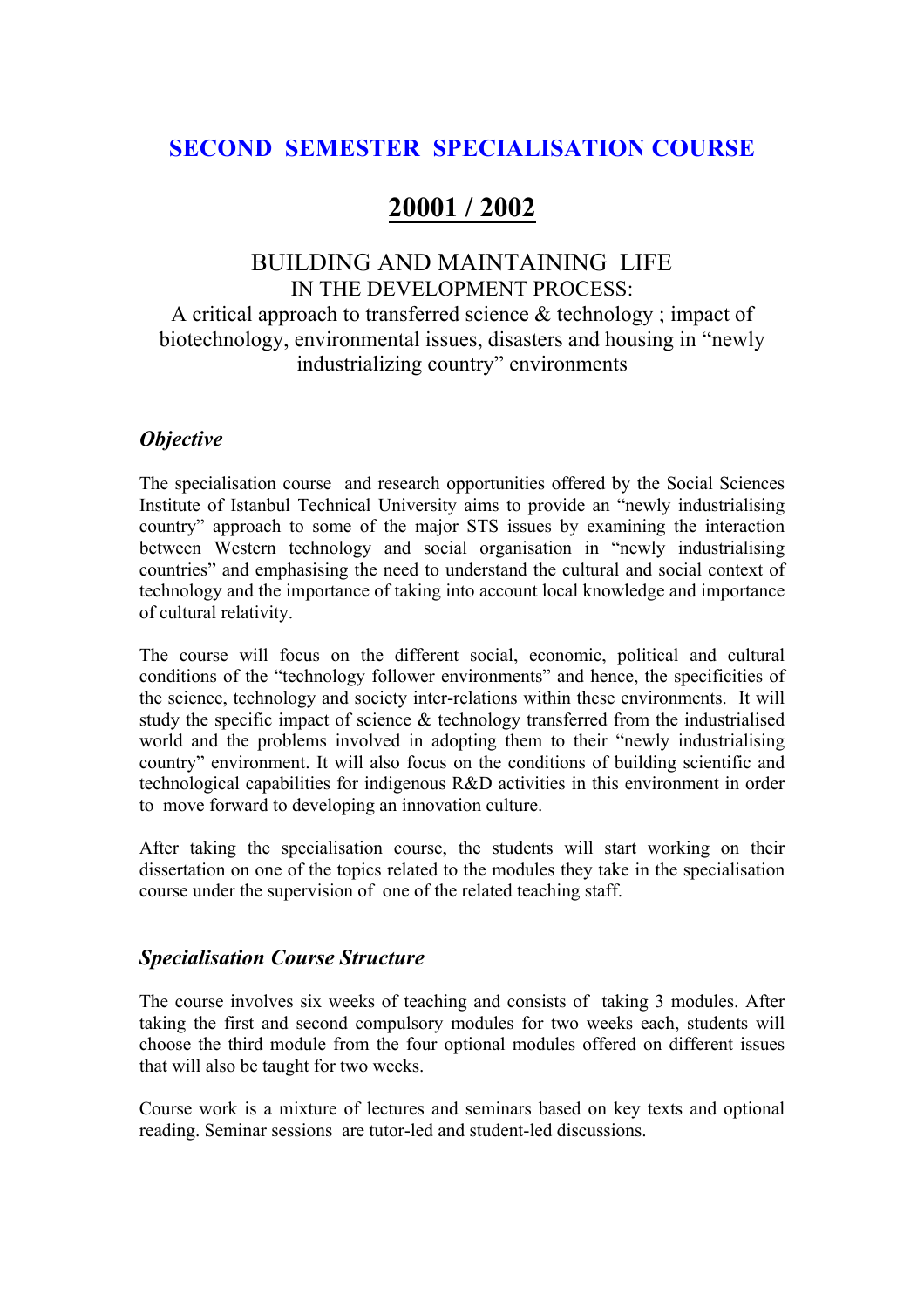# SECOND SEMESTER SPECIALISATION COURSE

## 20001 / 2002

BUILDING AND MAINTAINING LIFE
IN THE DEVELOPMENT PROCESS:
A critical approach to transferred science & technology ; impact of biotechnology, environmental issues, disasters and housing in "newly industrializing country" environments

### *Objective*

The specialisation course and research opportunities offered by the Social Sciences Institute of Istanbul Technical University aims to provide an "newly industrialising country" approach to some of the major STS issues by examining the interaction between Western technology and social organisation in "newly industrialising countries" and emphasising the need to understand the cultural and social context of technology and the importance of taking into account local knowledge and importance of cultural relativity.

The course will focus on the different social, economic, political and cultural conditions of the "technology follower environments" and hence, the specificities of the science, technology and society inter-relations within these environments. It will study the specific impact of science & technology transferred from the industrialised world and the problems involved in adopting them to their "newly industrialising country" environment. It will also focus on the conditions of building scientific and technological capabilities for indigenous R&D activities in this environment in order to move forward to developing an innovation culture.

After taking the specialisation course, the students will start working on their dissertation on one of the topics related to the modules they take in the specialisation course under the supervision of one of the related teaching staff.

### *Specialisation Course Structure*

The course involves six weeks of teaching and consists of taking 3 modules. After taking the first and second compulsory modules for two weeks each, students will choose the third module from the four optional modules offered on different issues that will also be taught for two weeks.

Course work is a mixture of lectures and seminars based on key texts and optional reading. Seminar sessions are tutor-led and student-led discussions.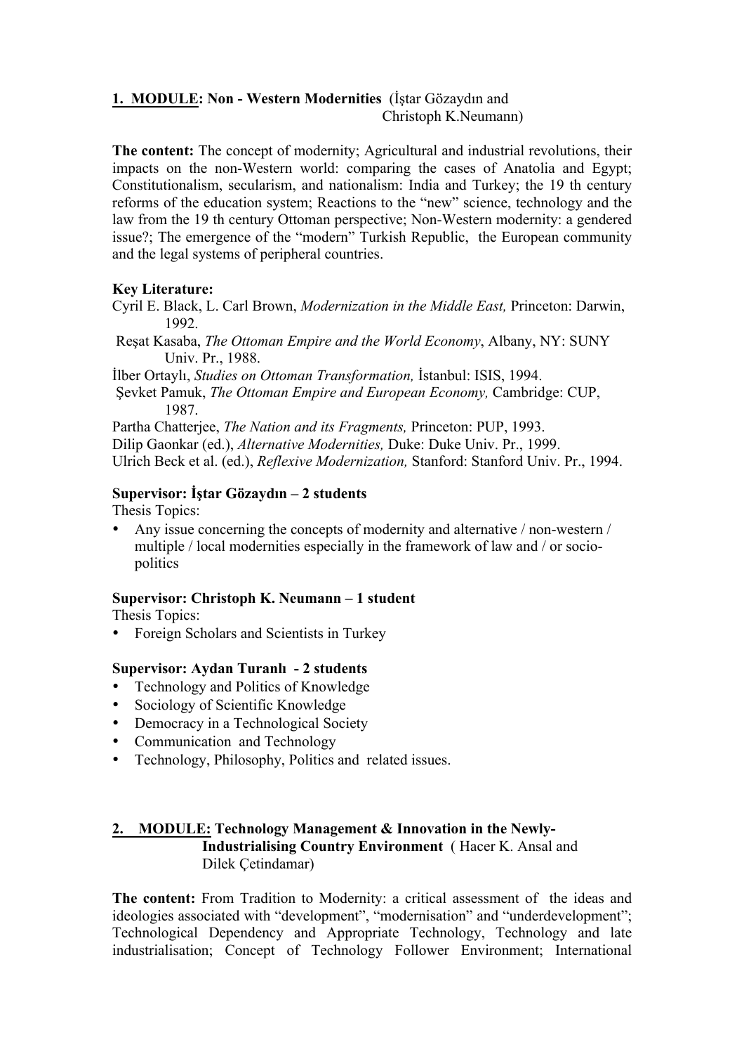**1. MODULE: Non - Western Modernities** (İştar Gözaydın and Christoph K.Neumann)

**The content:** The concept of modernity; Agricultural and industrial revolutions, their impacts on the non-Western world: comparing the cases of Anatolia and Egypt; Constitutionalism, secularism, and nationalism: India and Turkey; the 19 th century reforms of the education system; Reactions to the "new" science, technology and the law from the 19 th century Ottoman perspective; Non-Western modernity: a gendered issue?; The emergence of the "modern" Turkish Republic, the European community and the legal systems of peripheral countries.

**Key Literature:**

Cyril E. Black, L. Carl Brown, *Modernization in the Middle East,* Princeton: Darwin, 1992.

Reşat Kasaba, *The Ottoman Empire and the World Economy*, Albany, NY: SUNY Univ. Pr., 1988.

İlber Ortaylı, *Studies on Ottoman Transformation,* İstanbul: ISIS, 1994.

Şevket Pamuk, *The Ottoman Empire and European Economy,* Cambridge: CUP, 1987.

Partha Chatterjee, *The Nation and its Fragments,* Princeton: PUP, 1993.

Dilip Gaonkar (ed.), *Alternative Modernities,* Duke: Duke Univ. Pr., 1999.

Ulrich Beck et al. (ed.), *Reflexive Modernization,* Stanford: Stanford Univ. Pr., 1994.

**Supervisor: İştar Gözaydın – 2 students**

Thesis Topics:

- Any issue concerning the concepts of modernity and alternative / non-western / multiple / local modernities especially in the framework of law and / or socio-politics

**Supervisor: Christoph K. Neumann – 1 student**

Thesis Topics:

- Foreign Scholars and Scientists in Turkey

**Supervisor: Aydan Turanlı - 2 students**

- Technology and Politics of Knowledge
- Sociology of Scientific Knowledge
- Democracy in a Technological Society
- Communication and Technology
- Technology, Philosophy, Politics and related issues.

**2. MODULE: Technology Management & Innovation in the Newly-Industrialising Country Environment** ( Hacer K. Ansal and Dilek Çetindamar)

**The content:** From Tradition to Modernity: a critical assessment of the ideas and ideologies associated with "development", "modernisation" and "underdevelopment"; Technological Dependency and Appropriate Technology, Technology and late industrialisation; Concept of Technology Follower Environment; International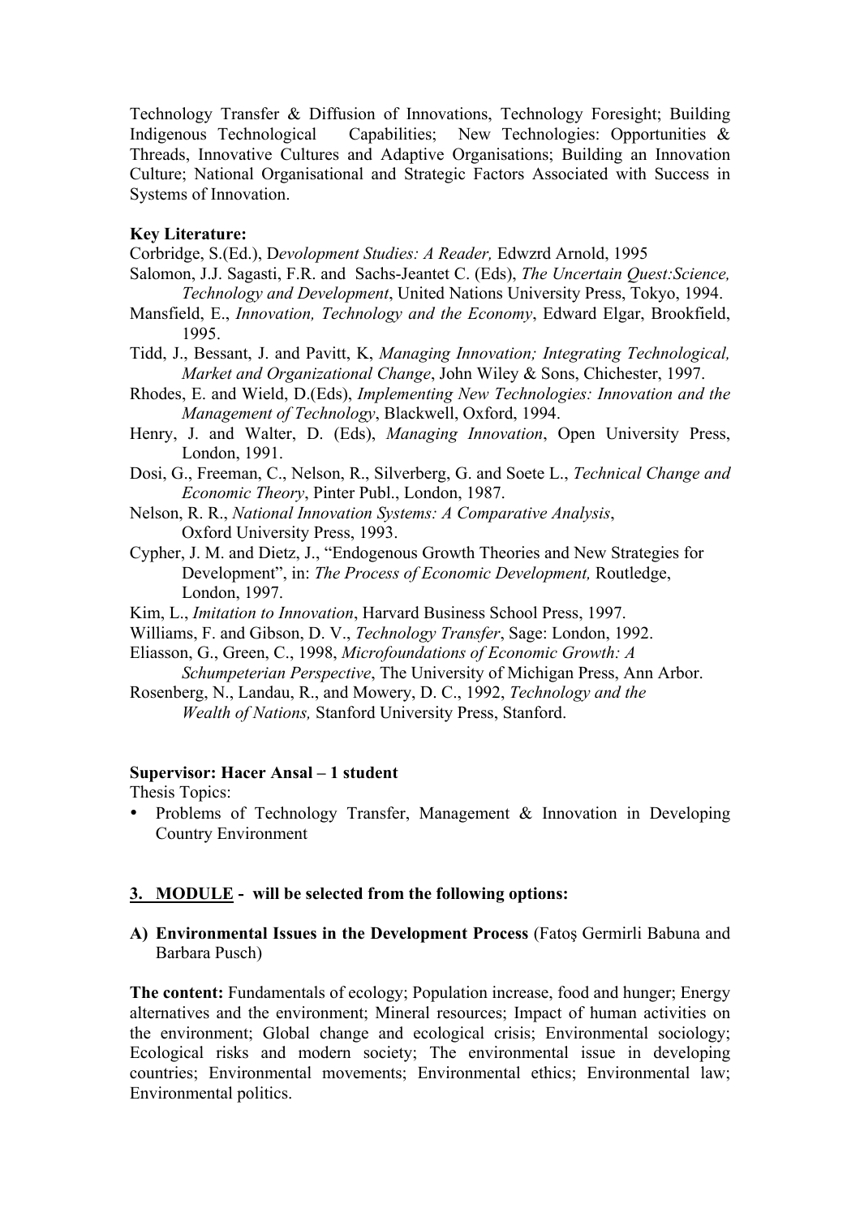Technology Transfer & Diffusion of Innovations, Technology Foresight; Building Indigenous Technological Capabilities; New Technologies: Opportunities & Threads, Innovative Cultures and Adaptive Organisations; Building an Innovation Culture; National Organisational and Strategic Factors Associated with Success in Systems of Innovation.

**Key Literature:**

Corbridge, S.(Ed.), D*evolopment Studies: A Reader,* Edwzrd Arnold, 1995

Salomon, J.J. Sagasti, F.R. and Sachs-Jeantet C. (Eds), *The Uncertain Quest:Science, Technology and Development*, United Nations University Press, Tokyo, 1994.

Mansfield, E., *Innovation, Technology and the Economy*, Edward Elgar, Brookfield, 1995.

Tidd, J., Bessant, J. and Pavitt, K, *Managing Innovation; Integrating Technological, Market and Organizational Change*, John Wiley & Sons, Chichester, 1997.

Rhodes, E. and Wield, D.(Eds), *Implementing New Technologies: Innovation and the Management of Technology*, Blackwell, Oxford, 1994.

Henry, J. and Walter, D. (Eds), *Managing Innovation*, Open University Press, London, 1991.

Dosi, G., Freeman, C., Nelson, R., Silverberg, G. and Soete L., *Technical Change and Economic Theory*, Pinter Publ., London, 1987.

Nelson, R. R., *National Innovation Systems: A Comparative Analysis*, Oxford University Press, 1993.

Cypher, J. M. and Dietz, J., "Endogenous Growth Theories and New Strategies for Development", in: *The Process of Economic Development,* Routledge, London, 1997.

Kim, L., *Imitation to Innovation*, Harvard Business School Press, 1997.

Williams, F. and Gibson, D. V., *Technology Transfer*, Sage: London, 1992.

Eliasson, G., Green, C., 1998, *Microfoundations of Economic Growth: A Schumpeterian Perspective*, The University of Michigan Press, Ann Arbor.

Rosenberg, N., Landau, R., and Mowery, D. C., 1992, *Technology and the Wealth of Nations,* Stanford University Press, Stanford.

**Supervisor: Hacer Ansal – 1 student**

Thesis Topics:

- Problems of Technology Transfer, Management & Innovation in Developing Country Environment

**3. MODULE - will be selected from the following options:**

**A) Environmental Issues in the Development Process** (Fatoş Germirli Babuna and Barbara Pusch)

**The content:** Fundamentals of ecology; Population increase, food and hunger; Energy alternatives and the environment; Mineral resources; Impact of human activities on the environment; Global change and ecological crisis; Environmental sociology; Ecological risks and modern society; The environmental issue in developing countries; Environmental movements; Environmental ethics; Environmental law; Environmental politics.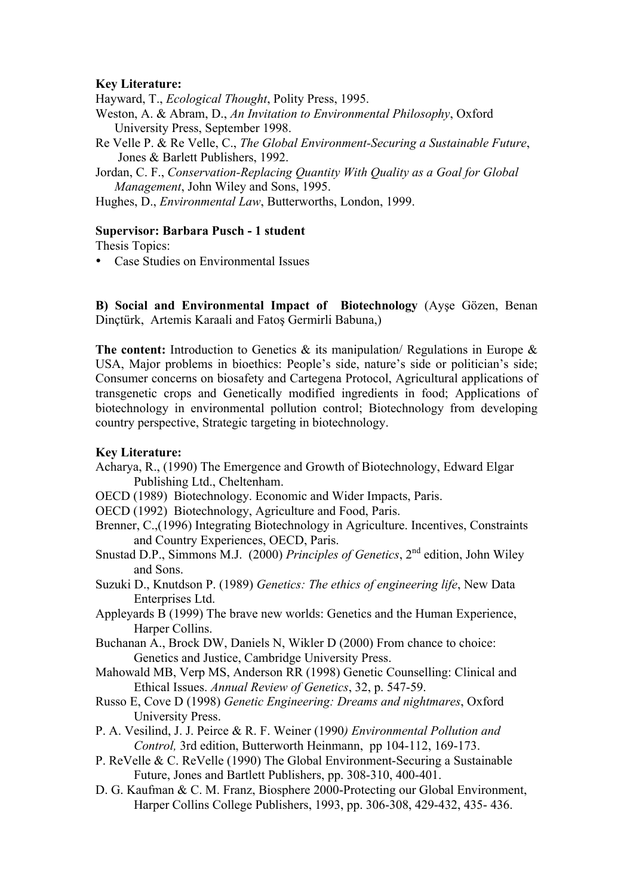**Key Literature:**

Hayward, T., *Ecological Thought*, Polity Press, 1995.

Weston, A. & Abram, D., *An Invitation to Environmental Philosophy*, Oxford University Press, September 1998.

Re Velle P. & Re Velle, C., *The Global Environment-Securing a Sustainable Future*, Jones & Barlett Publishers, 1992.

Jordan, C. F., *Conservation-Replacing Quantity With Quality as a Goal for Global Management*, John Wiley and Sons, 1995.

Hughes, D., *Environmental Law*, Butterworths, London, 1999.

**Supervisor: Barbara Pusch - 1 student**

Thesis Topics:

- Case Studies on Environmental Issues

**B) Social and Environmental Impact of Biotechnology** (Ayşe Gözen, Benan Dinçtürk, Artemis Karaali and Fatoş Germirli Babuna,)

**The content:** Introduction to Genetics & its manipulation/ Regulations in Europe & USA, Major problems in bioethics: People's side, nature's side or politician's side; Consumer concerns on biosafety and Cartegena Protocol, Agricultural applications of transgenetic crops and Genetically modified ingredients in food; Applications of biotechnology in environmental pollution control; Biotechnology from developing country perspective, Strategic targeting in biotechnology.

**Key Literature:**

Acharya, R., (1990) The Emergence and Growth of Biotechnology, Edward Elgar Publishing Ltd., Cheltenham.

OECD (1989) Biotechnology. Economic and Wider Impacts, Paris.

OECD (1992) Biotechnology, Agriculture and Food, Paris.

Brenner, C.,(1996) Integrating Biotechnology in Agriculture. Incentives, Constraints and Country Experiences, OECD, Paris.

Snustad D.P., Simmons M.J. (2000) *Principles of Genetics*, 2nd edition, John Wiley and Sons.

Suzuki D., Knutdson P. (1989) *Genetics: The ethics of engineering life*, New Data Enterprises Ltd.

Appleyards B (1999) The brave new worlds: Genetics and the Human Experience, Harper Collins.

Buchanan A., Brock DW, Daniels N, Wikler D (2000) From chance to choice: Genetics and Justice, Cambridge University Press.

Mahowald MB, Verp MS, Anderson RR (1998) Genetic Counselling: Clinical and Ethical Issues. *Annual Review of Genetics*, 32, p. 547-59.

Russo E, Cove D (1998) *Genetic Engineering: Dreams and nightmares*, Oxford University Press.

P. A. Vesilind, J. J. Peirce & R. F. Weiner (1990*) Environmental Pollution and Control,* 3rd edition, Butterworth Heinmann, pp 104-112, 169-173.

P. ReVelle & C. ReVelle (1990) The Global Environment-Securing a Sustainable Future, Jones and Bartlett Publishers, pp. 308-310, 400-401.

D. G. Kaufman & C. M. Franz, Biosphere 2000-Protecting our Global Environment, Harper Collins College Publishers, 1993, pp. 306-308, 429-432, 435- 436.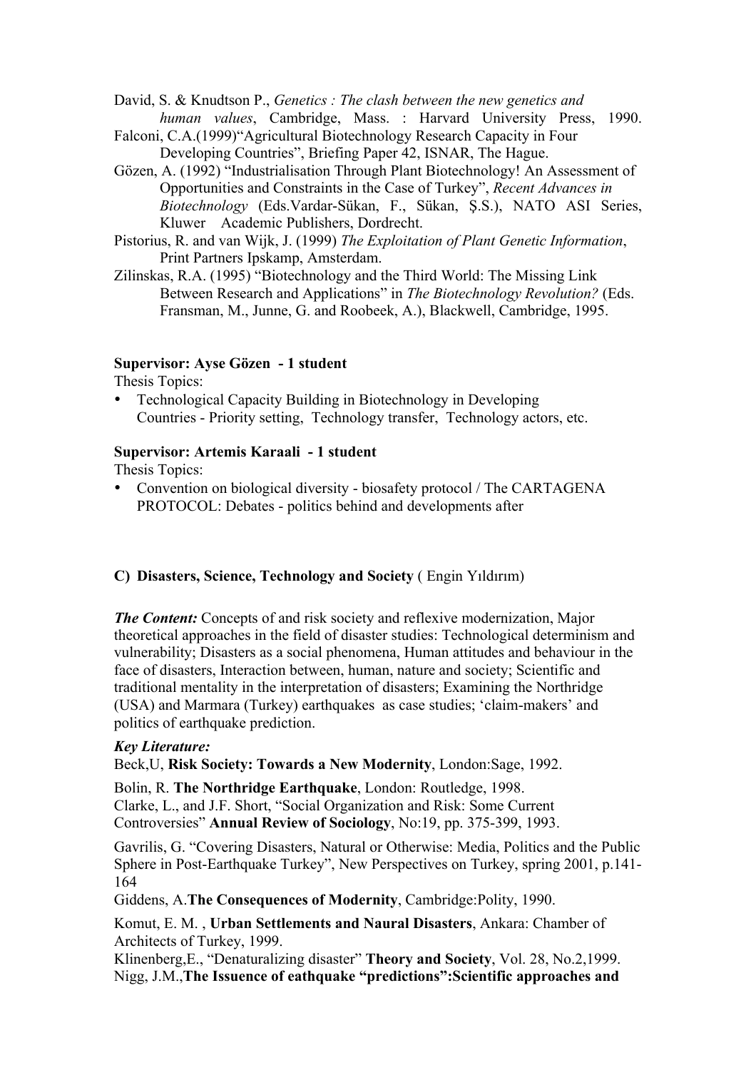David, S. & Knudtson P., *Genetics : The clash between the new genetics and human values*, Cambridge, Mass. : Harvard University Press, 1990.

Falconi, C.A.(1999)"Agricultural Biotechnology Research Capacity in Four Developing Countries", Briefing Paper 42, ISNAR, The Hague.

Gözen, A. (1992) "Industrialisation Through Plant Biotechnology! An Assessment of Opportunities and Constraints in the Case of Turkey", *Recent Advances in Biotechnology* (Eds.Vardar-Sükan, F., Sükan, Ş.S.), NATO ASI Series, Kluwer Academic Publishers, Dordrecht.

Pistorius, R. and van Wijk, J. (1999) *The Exploitation of Plant Genetic Information*, Print Partners Ipskamp, Amsterdam.

Zilinskas, R.A. (1995) "Biotechnology and the Third World: The Missing Link Between Research and Applications" in *The Biotechnology Revolution?* (Eds. Fransman, M., Junne, G. and Roobeek, A.), Blackwell, Cambridge, 1995.

**Supervisor: Ayse Gözen - 1 student**

Thesis Topics:

- Technological Capacity Building in Biotechnology in Developing Countries - Priority setting, Technology transfer, Technology actors, etc.

**Supervisor: Artemis Karaali - 1 student**

Thesis Topics:

- Convention on biological diversity - biosafety protocol / The CARTAGENA PROTOCOL: Debates - politics behind and developments after

### C) Disasters, Science, Technology and Society ( Engin Yıldırım)

***The Content:*** Concepts of and risk society and reflexive modernization, Major theoretical approaches in the field of disaster studies: Technological determinism and vulnerability; Disasters as a social phenomena, Human attitudes and behaviour in the face of disasters, Interaction between, human, nature and society; Scientific and traditional mentality in the interpretation of disasters; Examining the Northridge (USA) and Marmara (Turkey) earthquakes as case studies; 'claim-makers' and politics of earthquake prediction.

***Key Literature:***

Beck,U, **Risk Society: Towards a New Modernity**, London:Sage, 1992.

Bolin, R. **The Northridge Earthquake**, London: Routledge, 1998.

Clarke, L., and J.F. Short, "Social Organization and Risk: Some Current Controversies" **Annual Review of Sociology**, No:19, pp. 375-399, 1993.

Gavrilis, G. "Covering Disasters, Natural or Otherwise: Media, Politics and the Public Sphere in Post-Earthquake Turkey", New Perspectives on Turkey, spring 2001, p.141-164

Giddens, A.**The Consequences of Modernity**, Cambridge:Polity, 1990.

Komut, E. M. , **Urban Settlements and Naural Disasters**, Ankara: Chamber of Architects of Turkey, 1999.

Klinenberg,E., "Denaturalizing disaster" **Theory and Society**, Vol. 28, No.2,1999.

Nigg, J.M.,**The Issuence of eathquake "predictions":Scientific approaches and**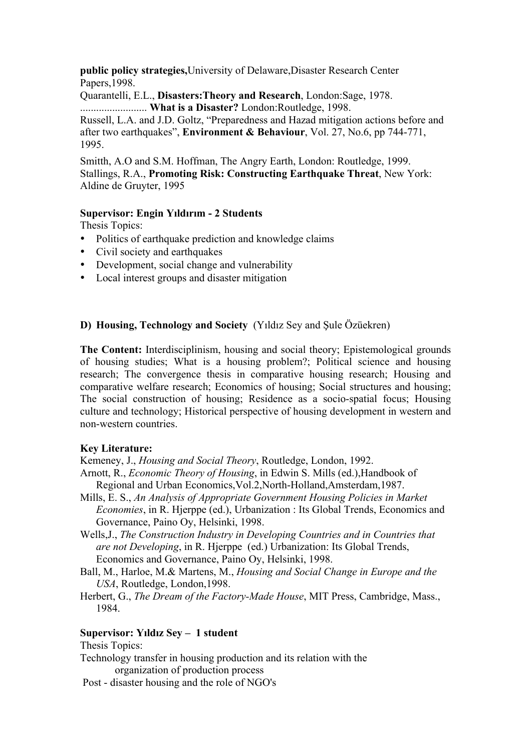**public policy strategies,**University of Delaware,Disaster Research Center Papers,1998.

Quarantelli, E.L., **Disasters:Theory and Research**, London:Sage, 1978.

......................... **What is a Disaster?** London:Routledge, 1998.

Russell, L.A. and J.D. Goltz, "Preparedness and Hazad mitigation actions before and after two earthquakes", **Environment & Behaviour**, Vol. 27, No.6, pp 744-771, 1995.

Smitth, A.O and S.M. Hoffman, The Angry Earth, London: Routledge, 1999.

Stallings, R.A., **Promoting Risk: Constructing Earthquake Threat**, New York: Aldine de Gruyter, 1995

**Supervisor: Engin Yıldırım - 2 Students**

Thesis Topics:

- Politics of earthquake prediction and knowledge claims
- Civil society and earthquakes
- Development, social change and vulnerability
- Local interest groups and disaster mitigation

**D) Housing, Technology and Society** (Yıldız Sey and Şule Özüekren)

**The Content:** Interdisciplinism, housing and social theory; Epistemological grounds of housing studies; What is a housing problem?; Political science and housing research; The convergence thesis in comparative housing research; Housing and comparative welfare research; Economics of housing; Social structures and housing; The social construction of housing; Residence as a socio-spatial focus; Housing culture and technology; Historical perspective of housing development in western and non-western countries.

**Key Literature:**

Kemeney, J., *Housing and Social Theory*, Routledge, London, 1992.

Arnott, R., *Economic Theory of Housing*, in Edwin S. Mills (ed.),Handbook of Regional and Urban Economics,Vol.2,North-Holland,Amsterdam,1987.

Mills, E. S., *An Analysis of Appropriate Government Housing Policies in Market Economies*, in R. Hjerppe (ed.), Urbanization : Its Global Trends, Economics and Governance, Paino Oy, Helsinki, 1998.

Wells,J., *The Construction Industry in Developing Countries and in Countries that are not Developing*, in R. Hjerppe (ed.) Urbanization: Its Global Trends, Economics and Governance, Paino Oy, Helsinki, 1998.

Ball, M., Harloe, M.& Martens, M., *Housing and Social Change in Europe and the USA*, Routledge, London,1998.

Herbert, G., *The Dream of the Factory-Made House*, MIT Press, Cambridge, Mass., 1984.

**Supervisor: Yıldız Sey – 1 student**

Thesis Topics:

Technology transfer in housing production and its relation with the organization of production process

Post - disaster housing and the role of NGO's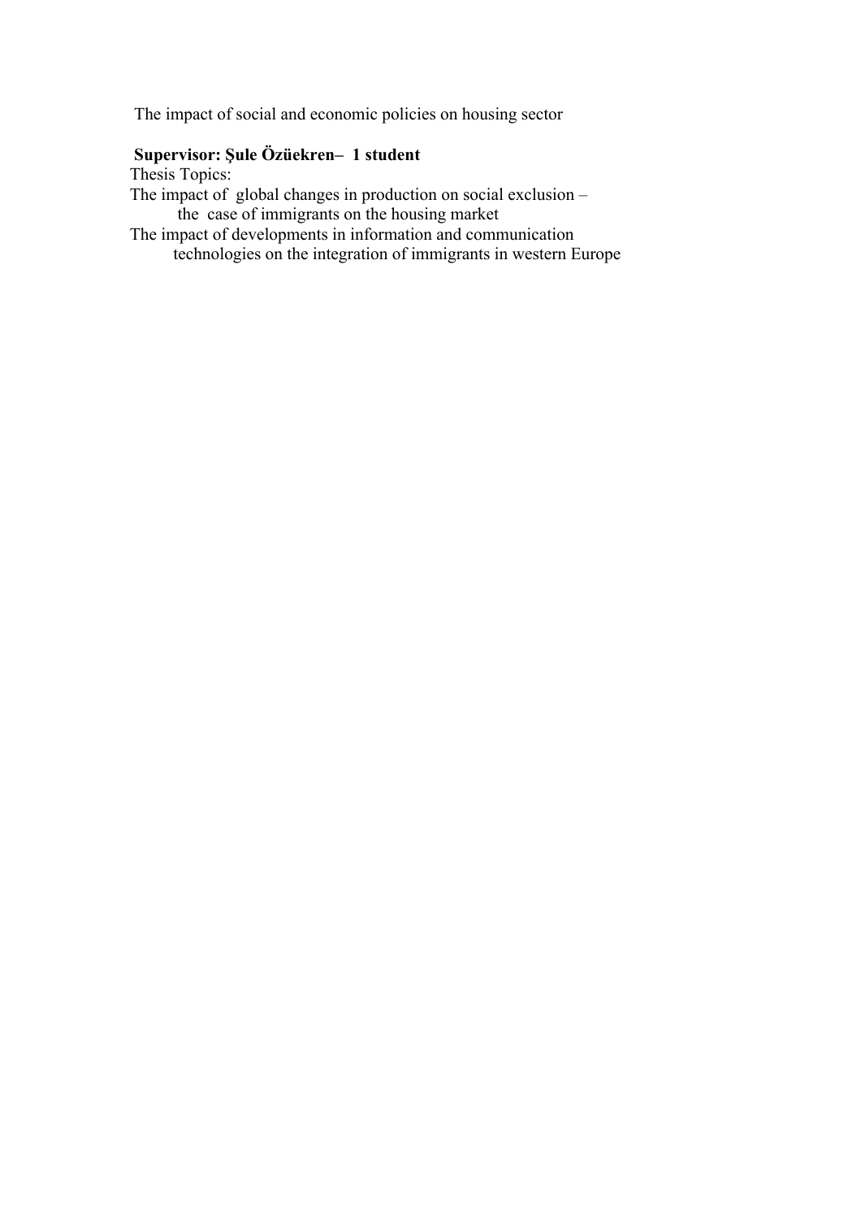The impact of social and economic policies on housing sector

**Supervisor: Şule Özüekren– 1 student**

Thesis Topics:

The impact of global changes in production on social exclusion – the case of immigrants on the housing market

The impact of developments in information and communication technologies on the integration of immigrants in western Europe